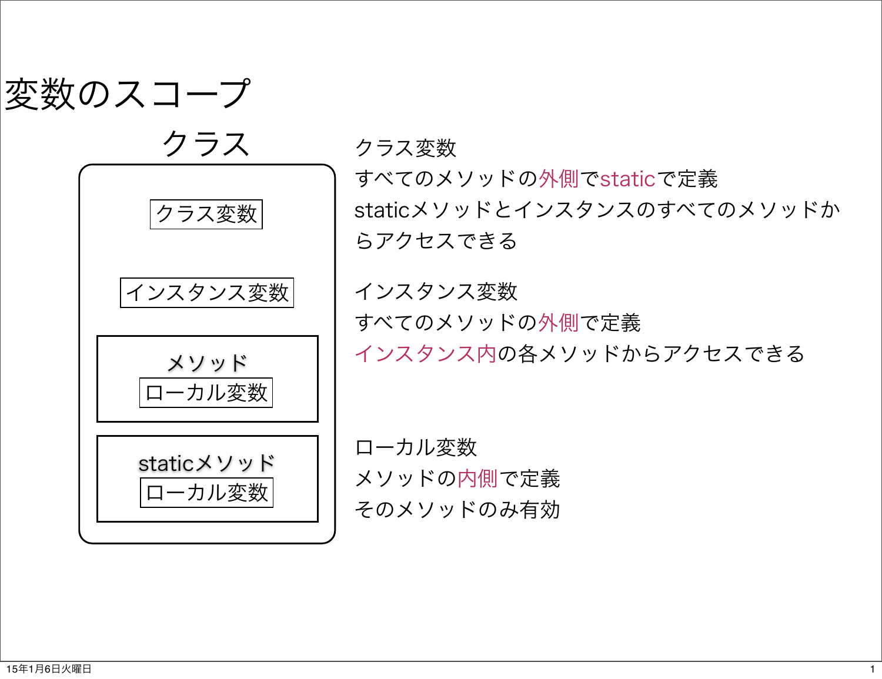# 変数のスコープ

クラス

クラス変数

インスタンス変数

メソッド
ローカル変数

staticメソッド
ローカル変数

クラス変数
すべてのメソッドの外側でstaticで定義
staticメソッドとインスタンスのすべてのメソッドからアクセスできる

インスタンス変数
すべてのメソッドの外側で定義
インスタンス内の各メソッドからアクセスできる

ローカル変数
メソッドの内側で定義
そのメソッドのみ有効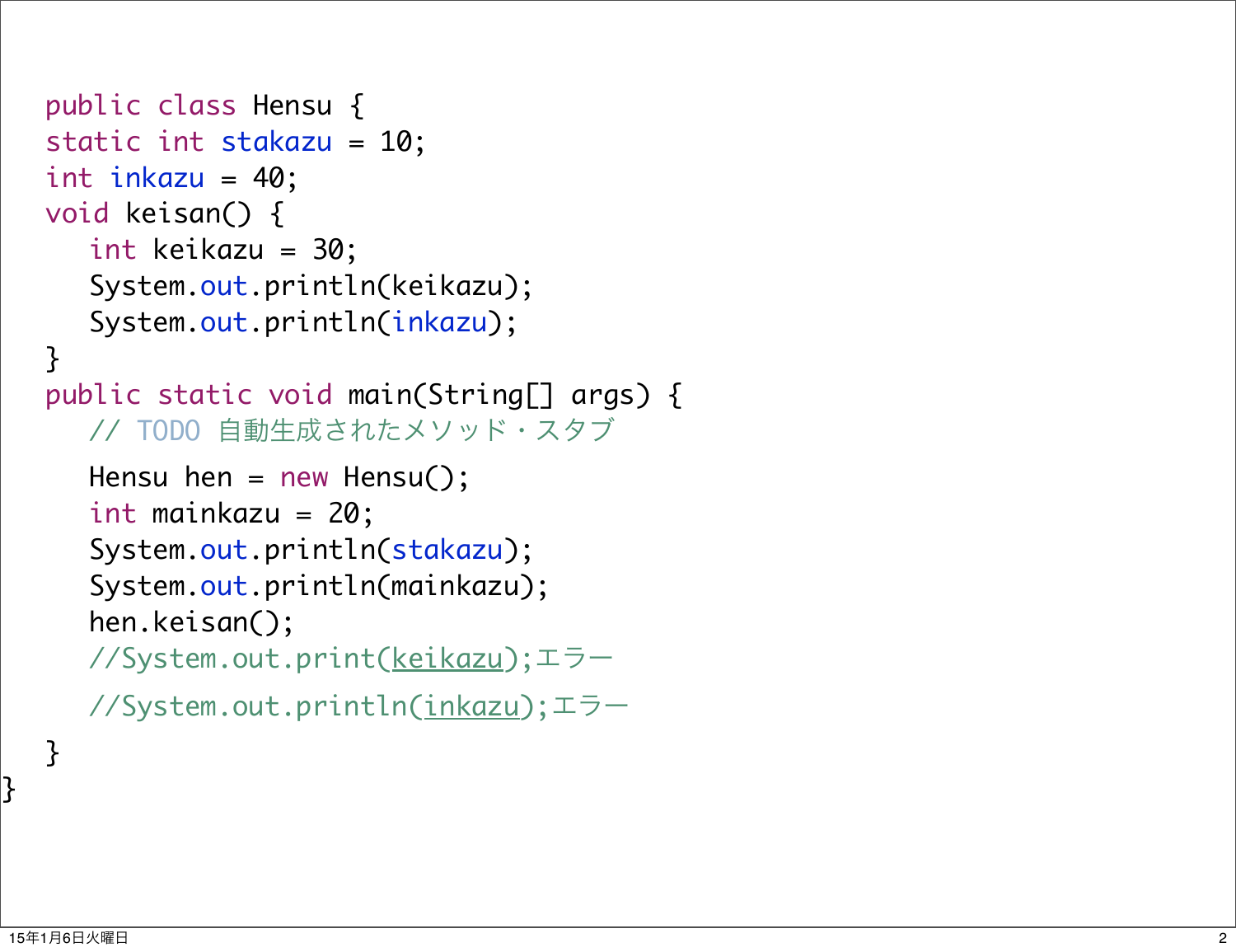```java
public class Hensu {
static int stakazu = 10;
int inkazu = 40;
void keisan() {
   int keikazu = 30;
   System.out.println(keikazu);
   System.out.println(inkazu);
}
public static void main(String[] args) {
   // TODO 自動生成されたメソッド・スタブ
   Hensu hen = new Hensu();
   int mainkazu = 20;
   System.out.println(stakazu);
   System.out.println(mainkazu);
   hen.keisan();
   //System.out.print(keikazu);エラー
   //System.out.println(inkazu);エラー
}
}
```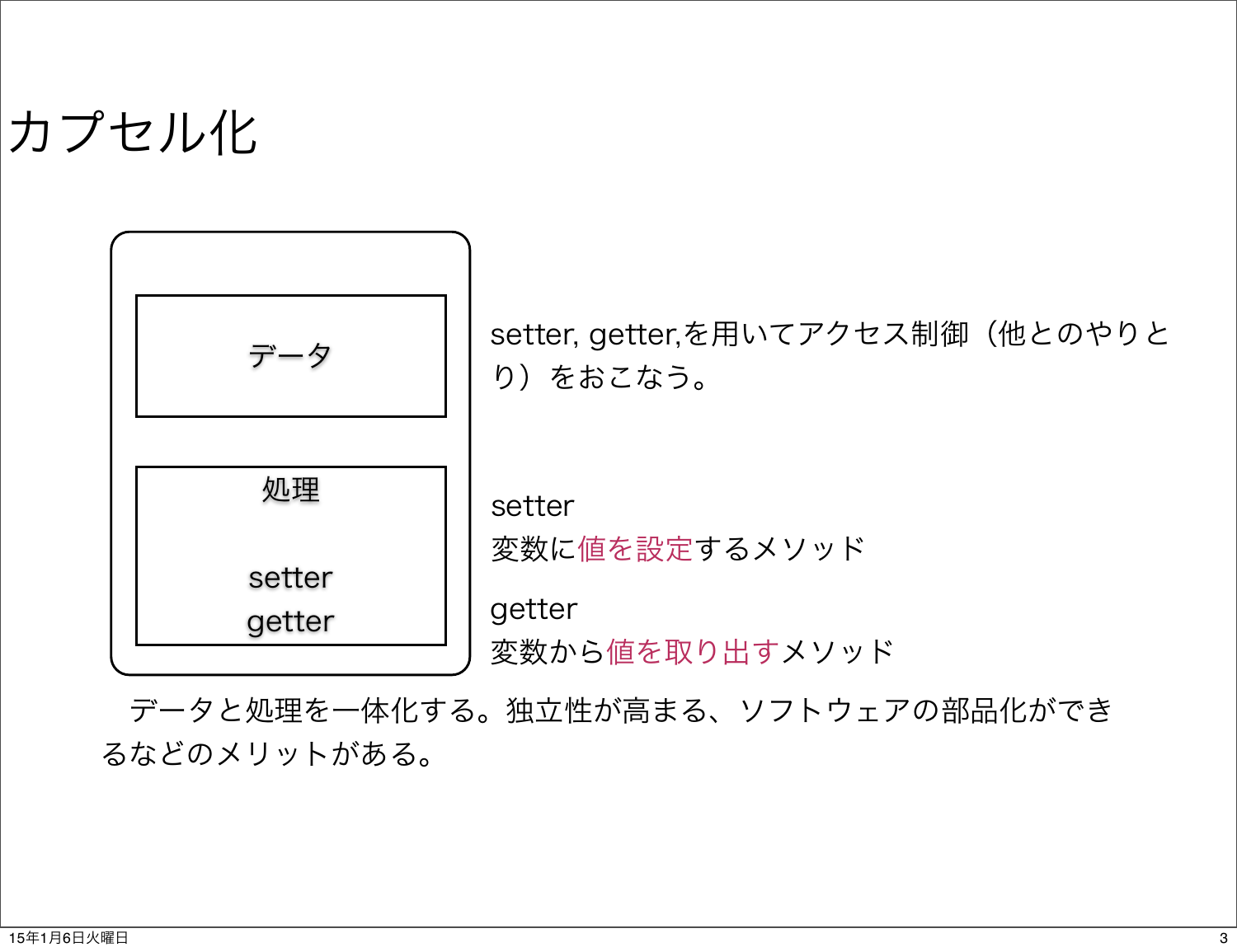# カプセル化

データ

処理

setter
getter

setter, getter,を用いてアクセス制御（他とのやりとり）をおこなう。

setter
変数に値を設定するメソッド

getter
変数から値を取り出すメソッド

　データと処理を一体化する。独立性が高まる、ソフトウェアの部品化ができるなどのメリットがある。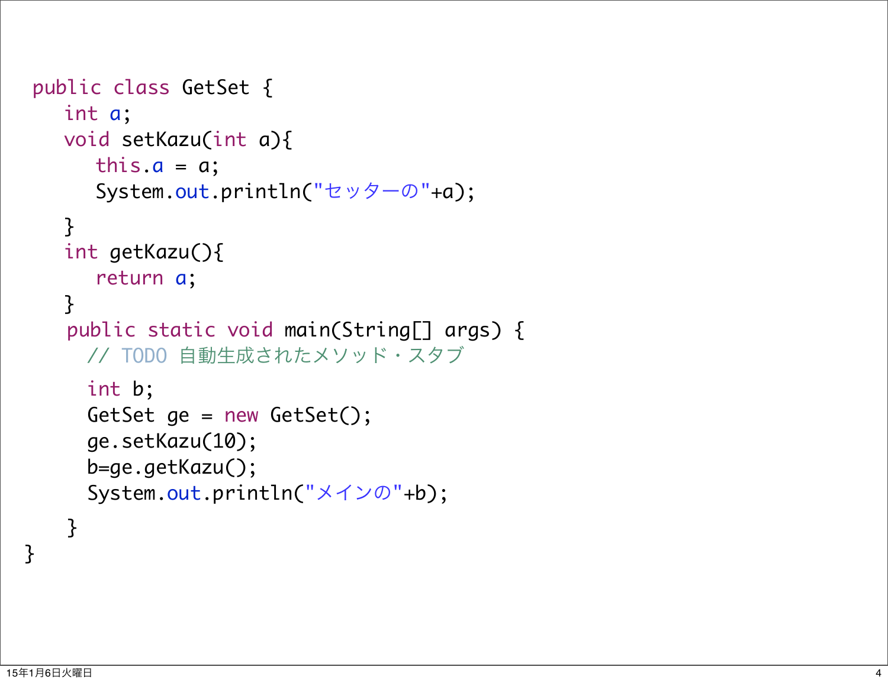```java
public class GetSet {
    int a;
    void setKazu(int a){
        this.a = a;
        System.out.println("セッターの"+a);
    }
    int getKazu(){
        return a;
    }
    public static void main(String[] args) {
        // TODO 自動生成されたメソッド・スタブ
        int b;
        GetSet ge = new GetSet();
        ge.setKazu(10);
        b=ge.getKazu();
        System.out.println("メインの"+b);
    }
}
```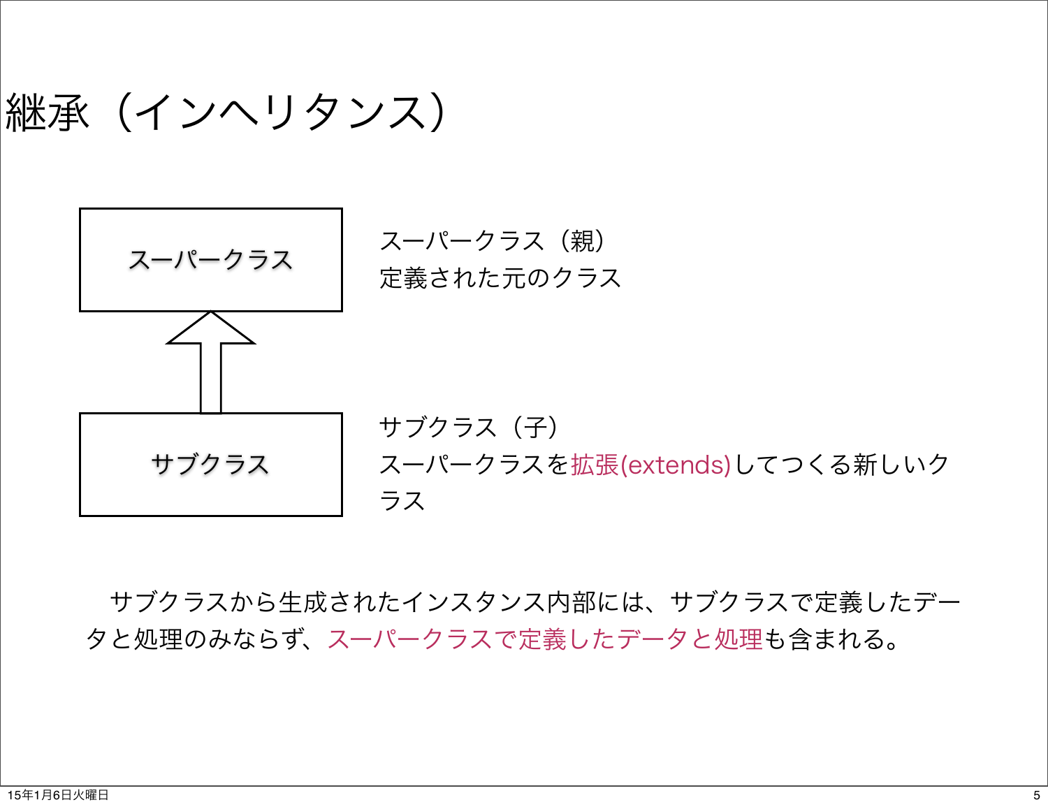# 継承（インヘリタンス）

スーパークラス

サブクラス

スーパークラス（親）
定義された元のクラス

サブクラス（子）
スーパークラスを拡張(extends)してつくる新しいクラス

　サブクラスから生成されたインスタンス内部には、サブクラスで定義したデータと処理のみならず、スーパークラスで定義したデータと処理も含まれる。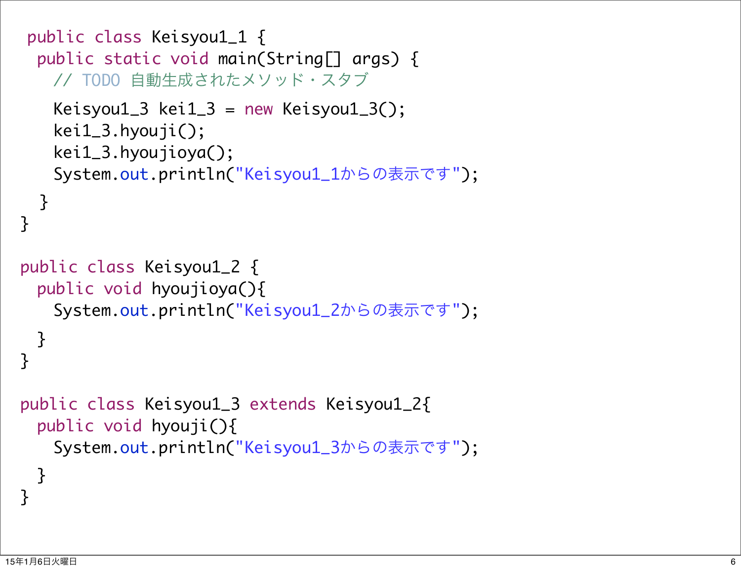```java
public class Keisyou1_1 {
  public static void main(String[] args) {
    // TODO 自動生成されたメソッド・スタブ
    Keisyou1_3 kei1_3 = new Keisyou1_3();
    kei1_3.hyouji();
    kei1_3.hyoujioya();
    System.out.println("Keisyou1_1からの表示です");
  }
}

public class Keisyou1_2 {
  public void hyoujioya(){
    System.out.println("Keisyou1_2からの表示です");
  }
}

public class Keisyou1_3 extends Keisyou1_2{
  public void hyouji(){
    System.out.println("Keisyou1_3からの表示です");
  }
}
```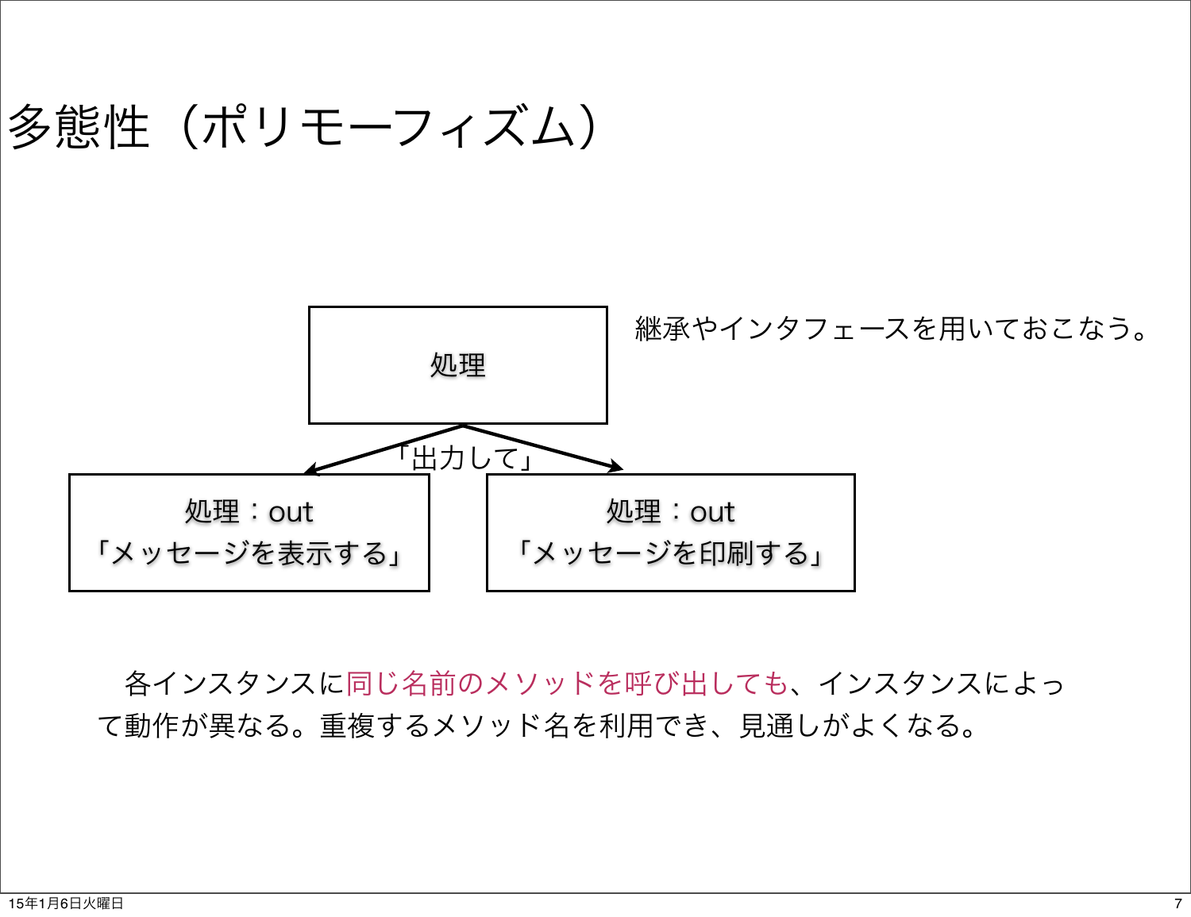# 多態性（ポリモーフィズム）

継承やインタフェースを用いておこなう。

処理

「出力して」

処理：out
「メッセージを表示する」

処理：out
「メッセージを印刷する」

各インスタンスに同じ名前のメソッドを呼び出しても、インスタンスによって動作が異なる。重複するメソッド名を利用でき、見通しがよくなる。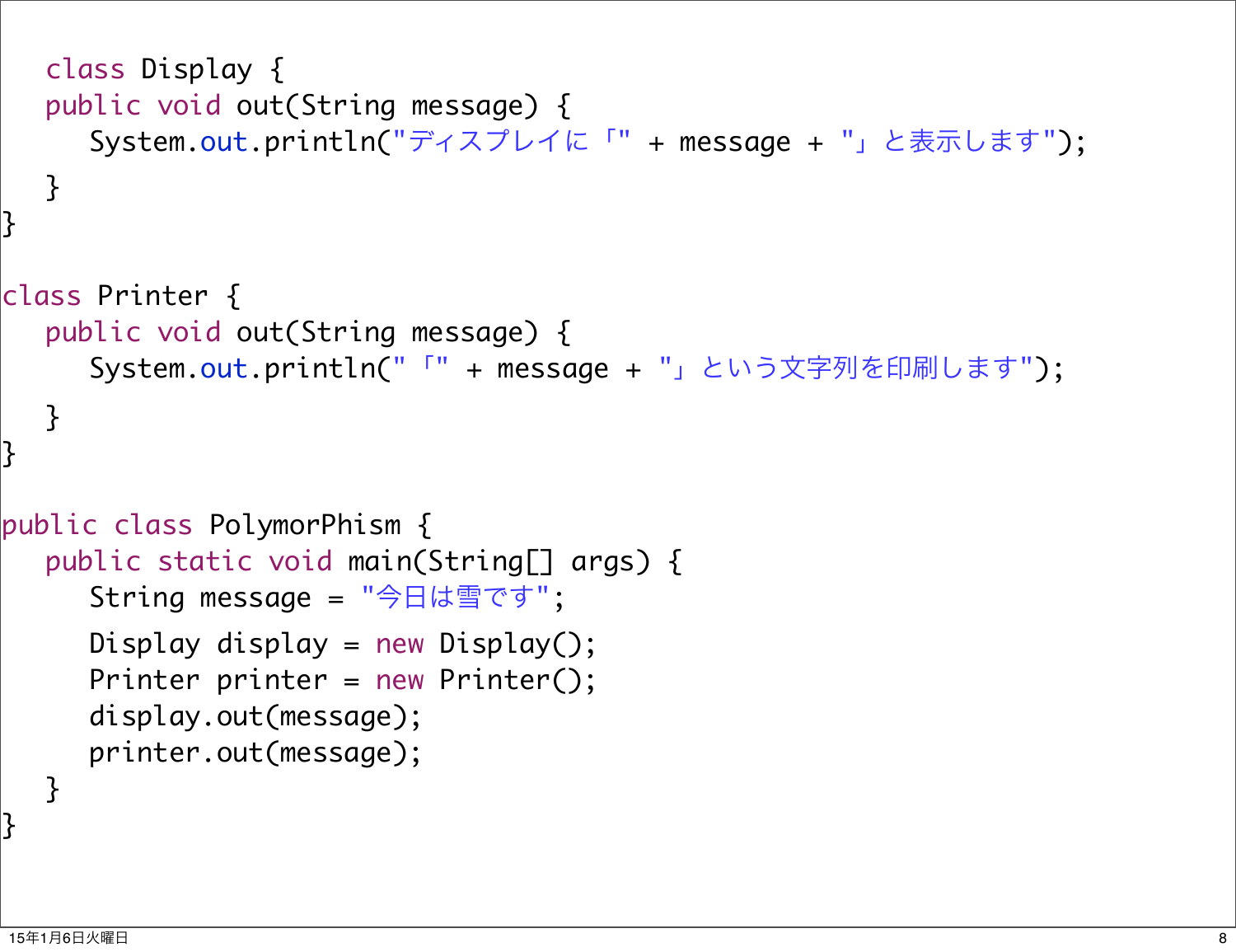```java
class Display {
	public void out(String message) {
		System.out.println("ディスプレイに「" + message + "」と表示します");
	}
}

class Printer {
	public void out(String message) {
		System.out.println("「" + message + "」という文字列を印刷します");
	}
}

public class PolymorPhism {
	public static void main(String[] args) {
		String message = "今日は雪です";
		Display display = new Display();
		Printer printer = new Printer();
		display.out(message);
		printer.out(message);
	}
}
```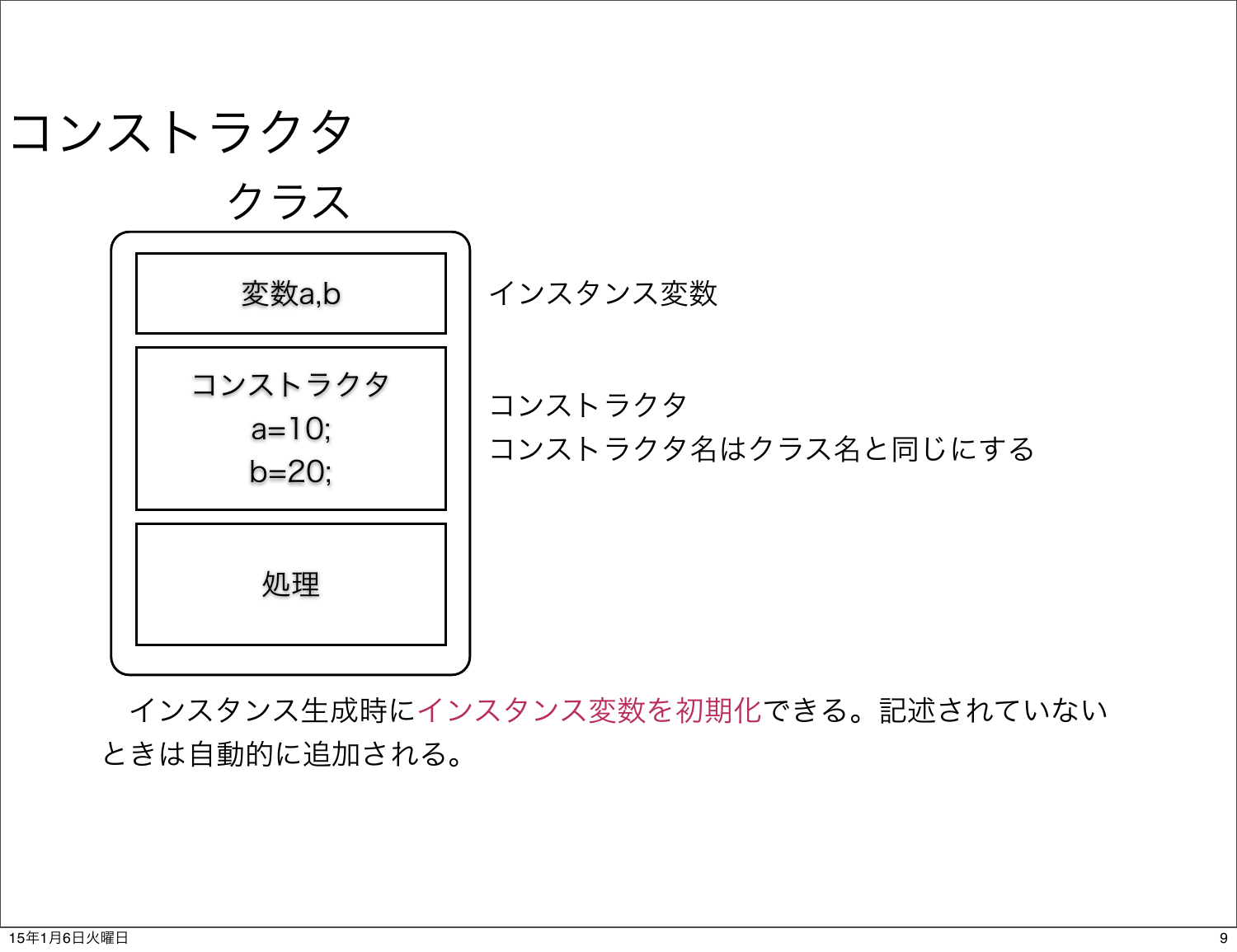# コンストラクタ

クラス

| |
|---|
| 変数a,b |
| コンストラクタ<br>a=10;<br>b=20; |
| 処理 |

インスタンス変数

コンストラクタ
コンストラクタ名はクラス名と同じにする

インスタンス生成時にインスタンス変数を初期化できる。記述されていないときは自動的に追加される。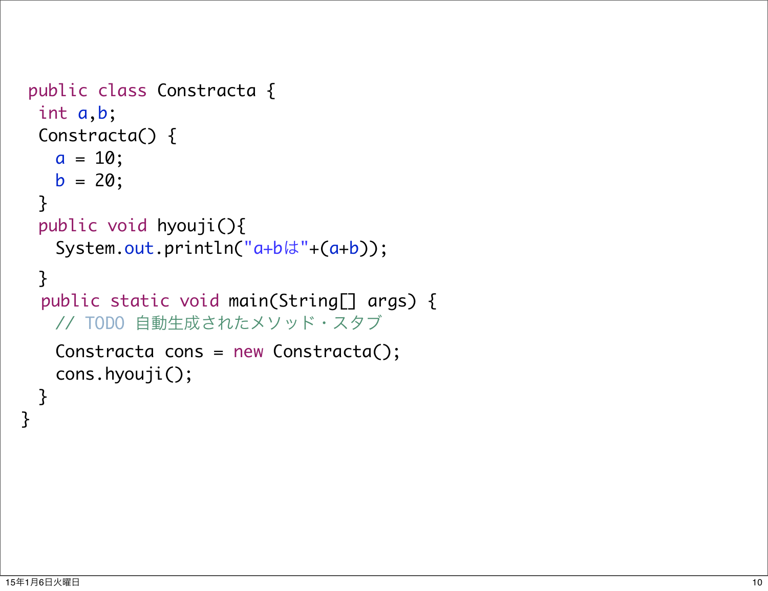```java
public class Constracta {
  int a,b;
  Constracta() {
    a = 10;
    b = 20;
  }
  public void hyouji(){
    System.out.println("a+bは"+(a+b));
  }
  public static void main(String[] args) {
    // TODO 自動生成されたメソッド・スタブ
    Constracta cons = new Constracta();
    cons.hyouji();
  }
}
```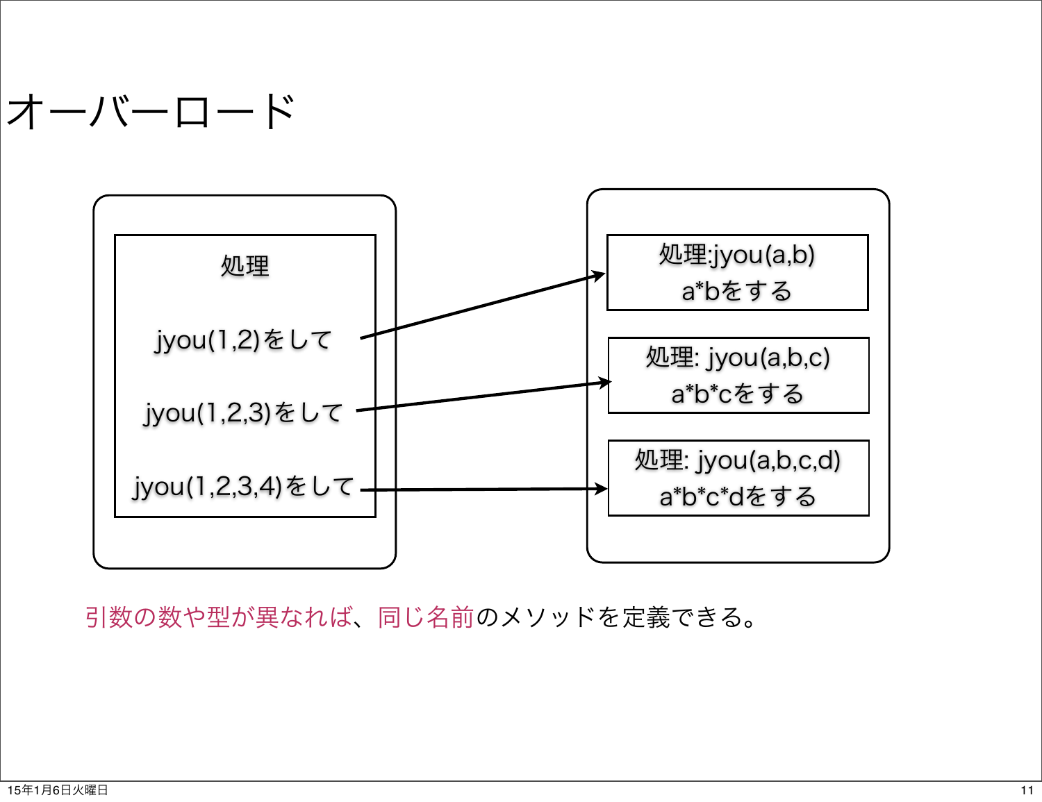# オーバーロード

処理

jyou(1,2)をして

jyou(1,2,3)をして

jyou(1,2,3,4)をして

処理:jyou(a,b)
a*bをする

処理: jyou(a,b,c)
a*b*cをする

処理: jyou(a,b,c,d)
a*b*c*dをする

引数の数や型が異なれば、同じ名前のメソッドを定義できる。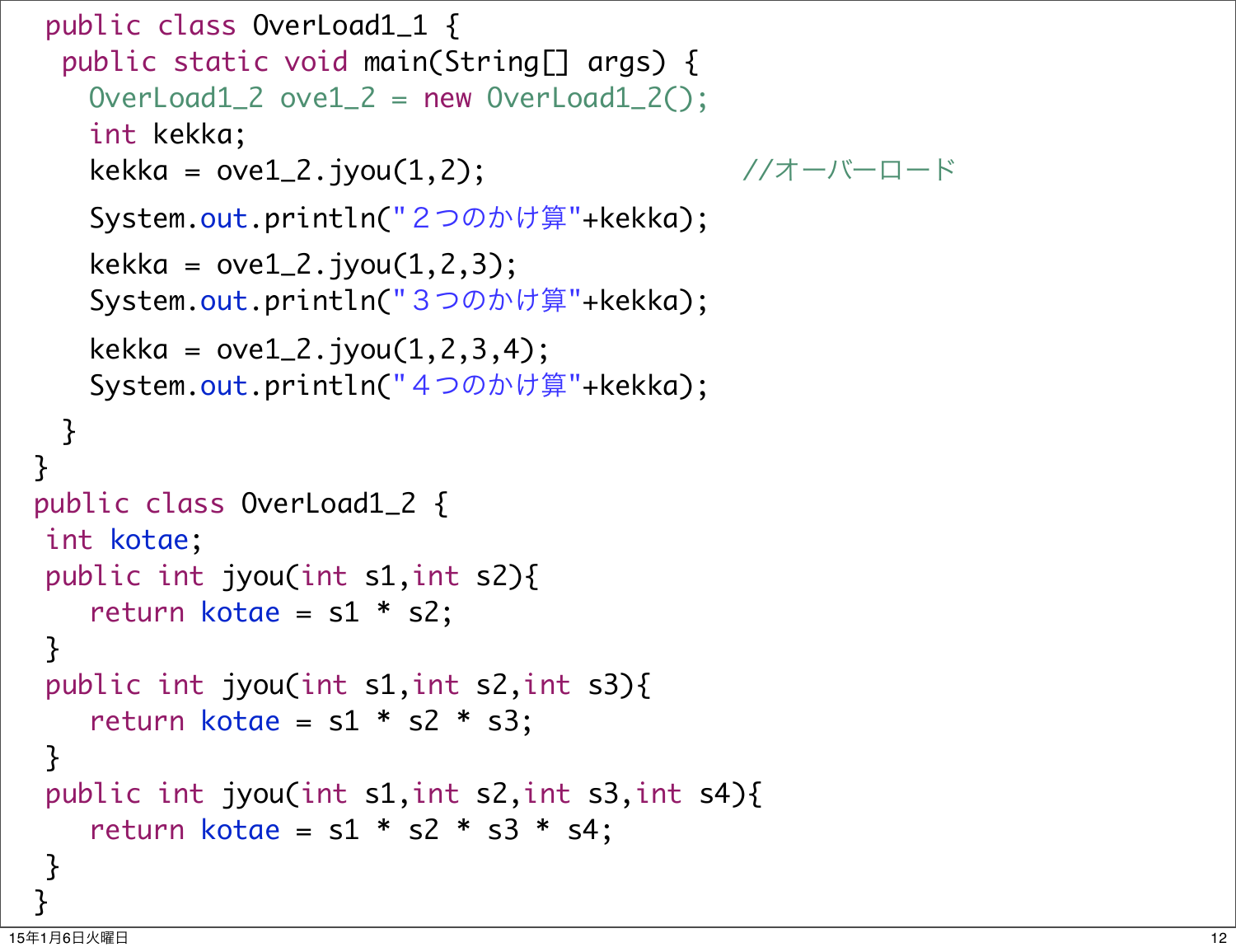```java
public class OverLoad1_1 {
  public static void main(String[] args) {
    OverLoad1_2 ove1_2 = new OverLoad1_2();
    int kekka;
    kekka = ove1_2.jyou(1,2);                    //オーバーロード
    System.out.println("２つのかけ算"+kekka);
    kekka = ove1_2.jyou(1,2,3);
    System.out.println("３つのかけ算"+kekka);
    kekka = ove1_2.jyou(1,2,3,4);
    System.out.println("４つのかけ算"+kekka);
  }
}
public class OverLoad1_2 {
 int kotae;
 public int jyou(int s1,int s2){
    return kotae = s1 * s2;
 }
 public int jyou(int s1,int s2,int s3){
    return kotae = s1 * s2 * s3;
 }
 public int jyou(int s1,int s2,int s3,int s4){
    return kotae = s1 * s2 * s3 * s4;
 }
}
```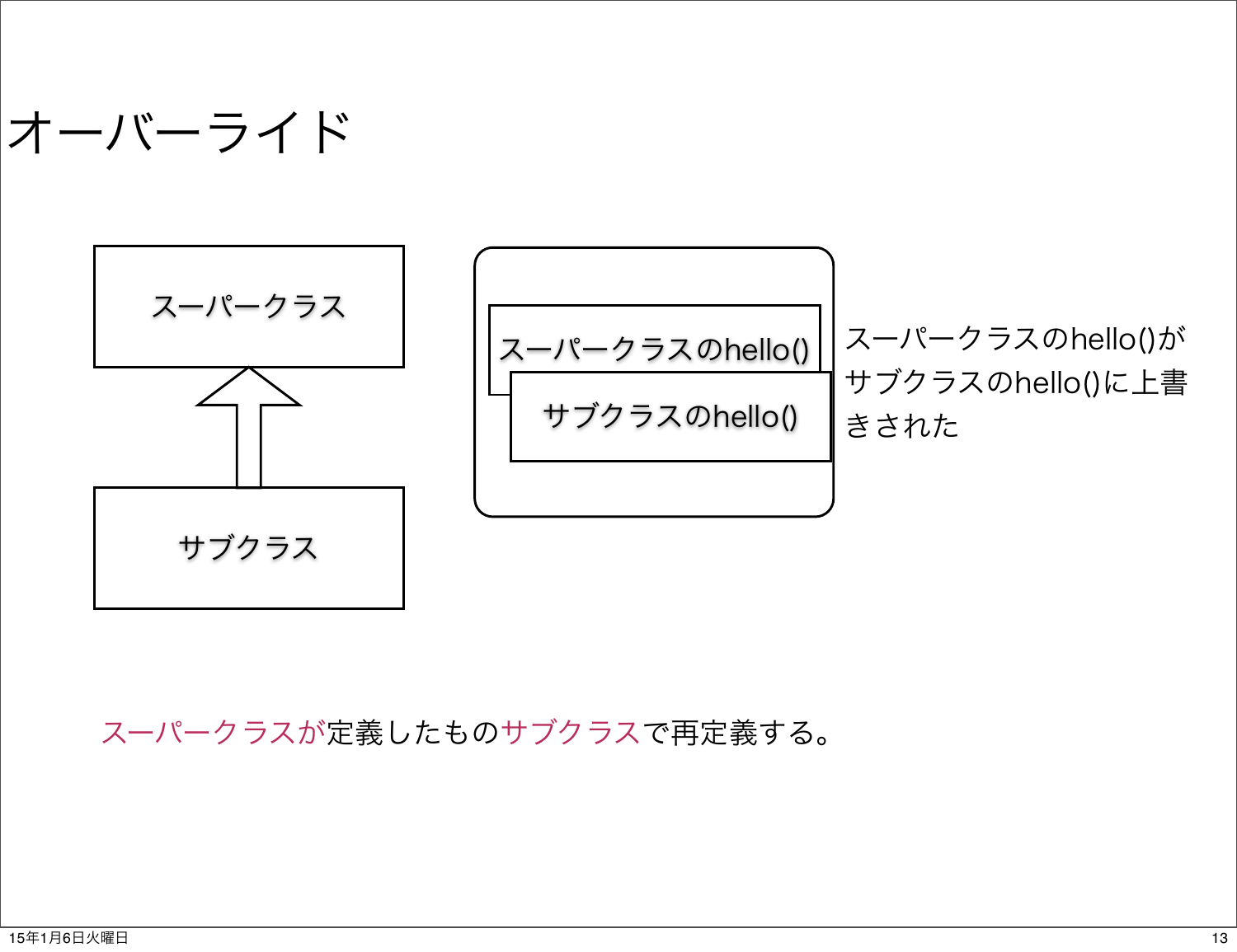# オーバーライド

スーパークラス

サブクラス

スーパークラスのhello()

サブクラスのhello()

スーパークラスのhello()がサブクラスのhello()に上書きされた

スーパークラスが定義したものサブクラスで再定義する。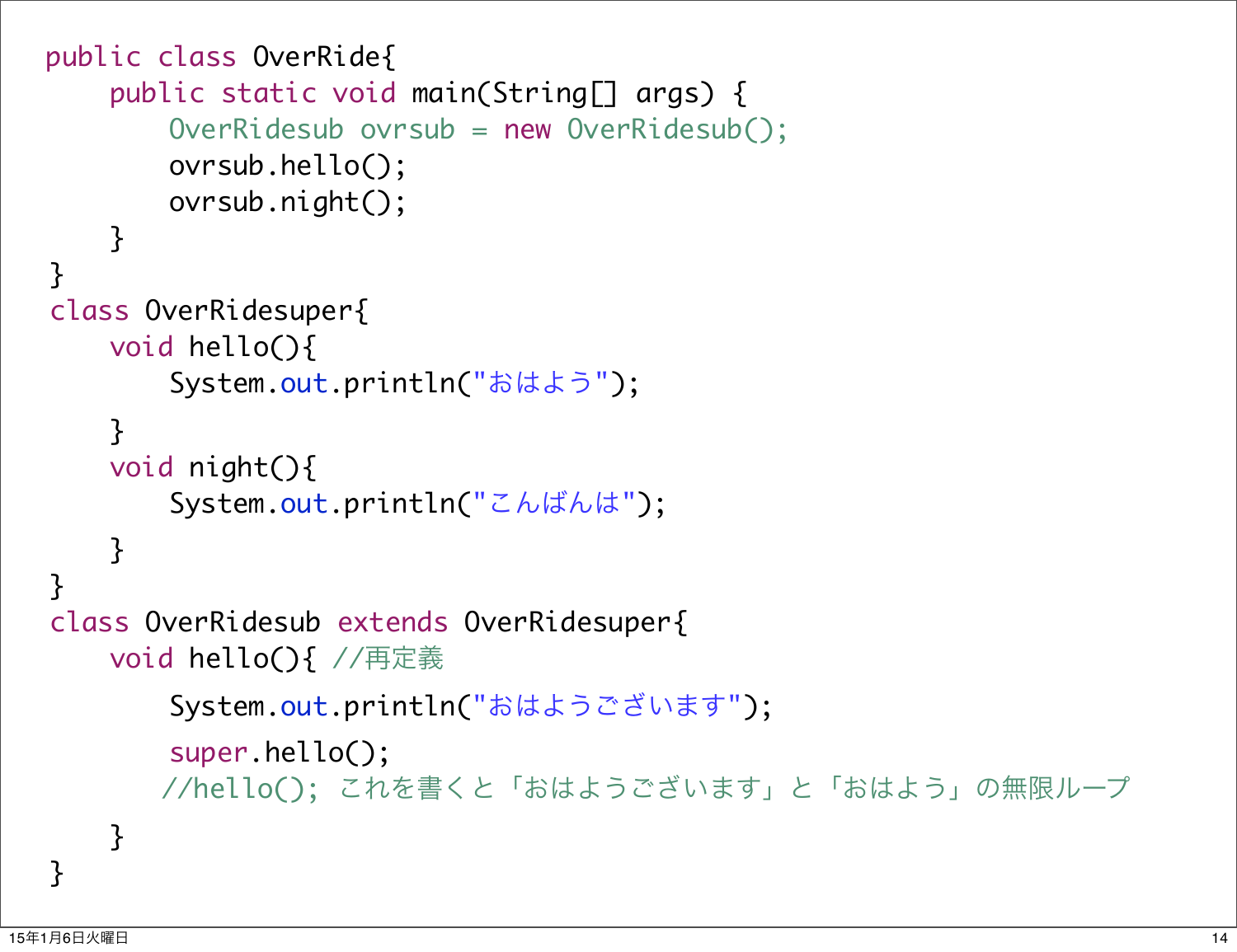```java
public class OverRide{
    public static void main(String[] args) {
        OverRidesub ovrsub = new OverRidesub();
        ovrsub.hello();
        ovrsub.night();
    }
}
class OverRidesuper{
    void hello(){
        System.out.println("おはよう");
    }
    void night(){
        System.out.println("こんばんは");
    }
}
class OverRidesub extends OverRidesuper{
    void hello(){ //再定義
        System.out.println("おはようございます");
        super.hello();
       //hello(); これを書くと「おはようございます」と「おはよう」の無限ループ
    }
}
```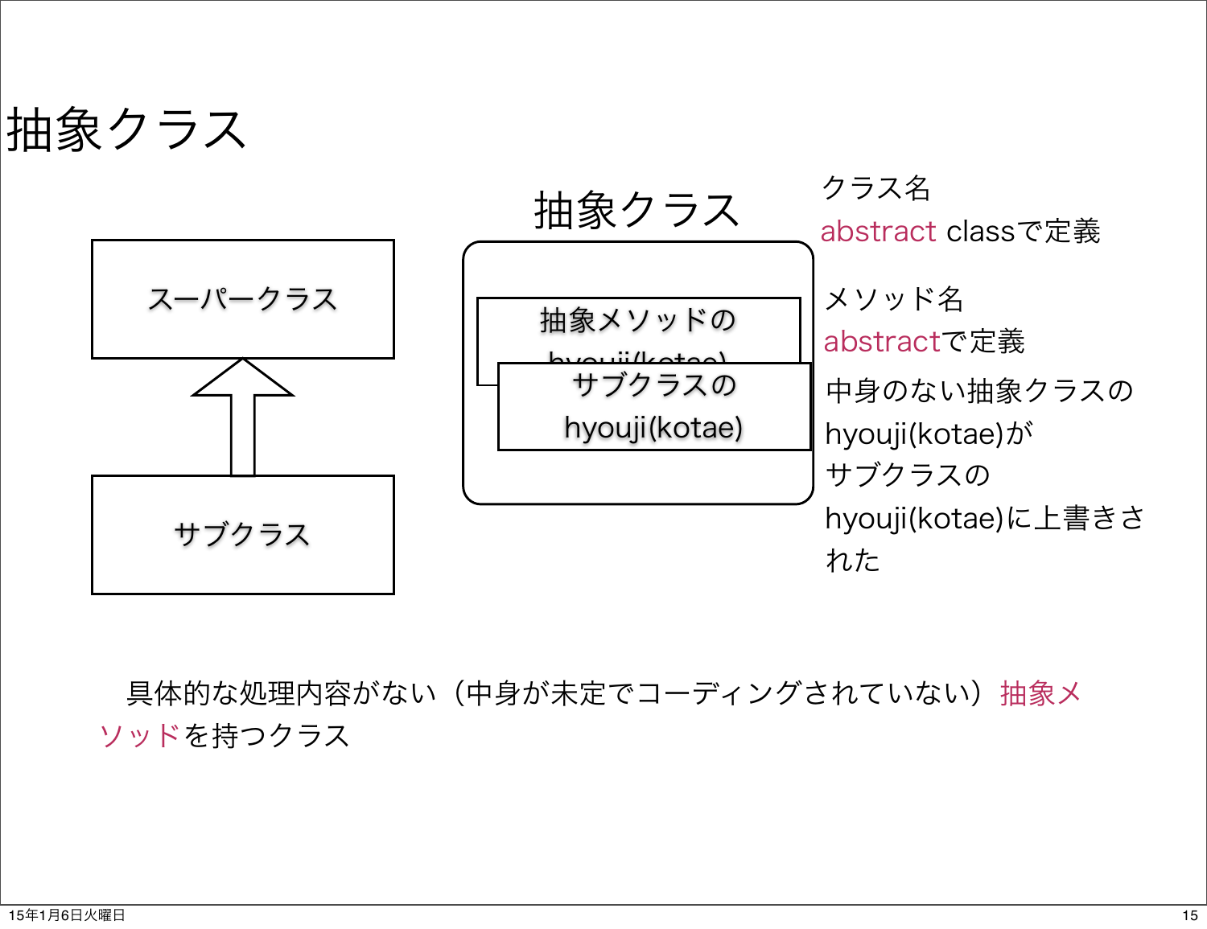# 抽象クラス

スーパークラス

サブクラス

抽象クラス

抽象メソッドの hyouji(kotae)

サブクラスの hyouji(kotae)

クラス名
abstract classで定義

メソッド名
abstractで定義

中身のない抽象クラスのhyouji(kotae)がサブクラスのhyouji(kotae)に上書きされた

具体的な処理内容がない（中身が未定でコーディングされていない）抽象メソッドを持つクラス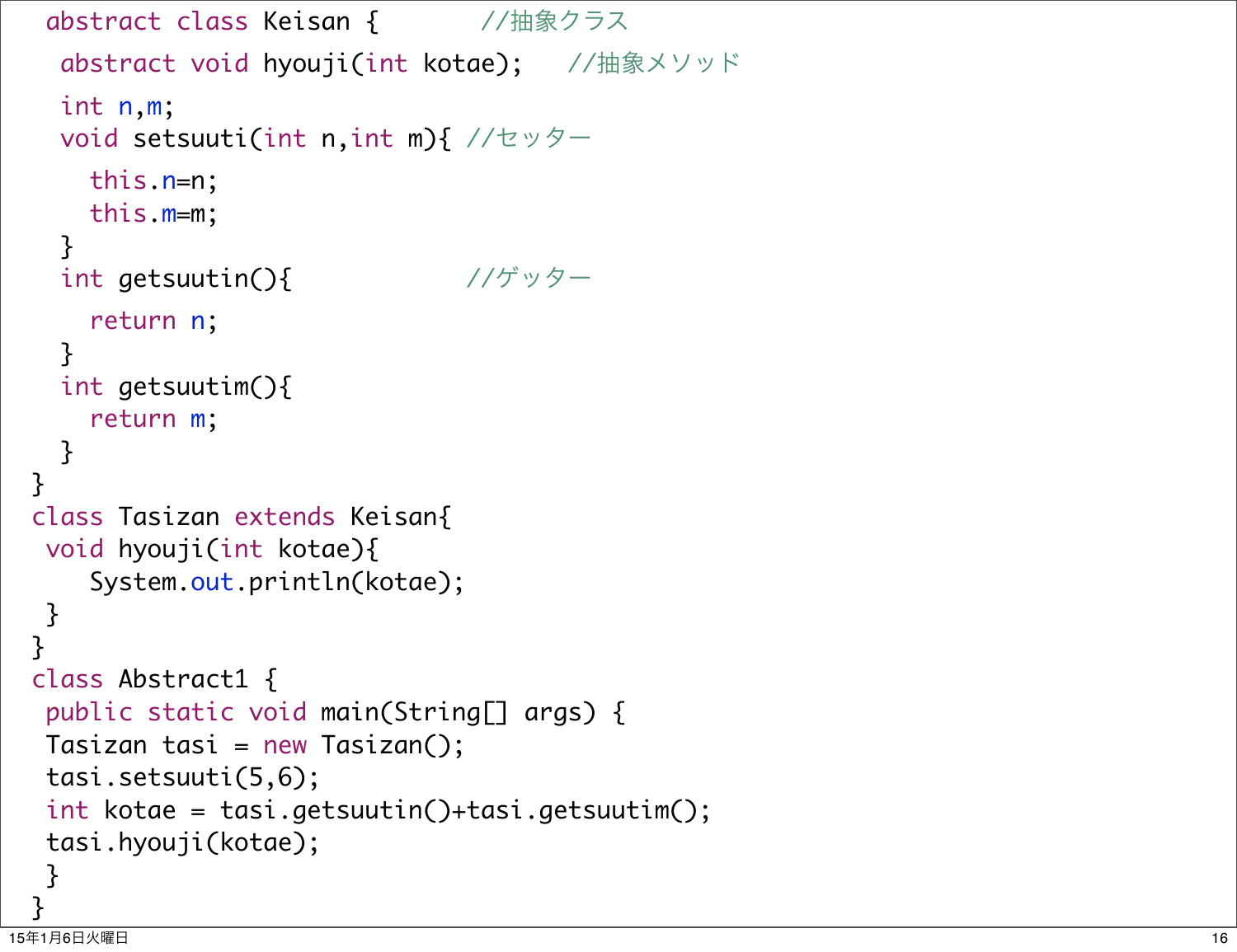```java
abstract class Keisan {        //抽象クラス
  abstract void hyouji(int kotae);    //抽象メソッド
  int n,m;
  void setsuuti(int n,int m){ //セッター
    this.n=n;
    this.m=m;
  }
  int getsuutin(){             //ゲッター
    return n;
  }
  int getsuutim(){
    return m;
  }
}
class Tasizan extends Keisan{
 void hyouji(int kotae){
    System.out.println(kotae);
 }
}
class Abstract1 {
 public static void main(String[] args) {
 Tasizan tasi = new Tasizan();
 tasi.setsuuti(5,6);
 int kotae = tasi.getsuutin()+tasi.getsuutim();
 tasi.hyouji(kotae);
 }
}
```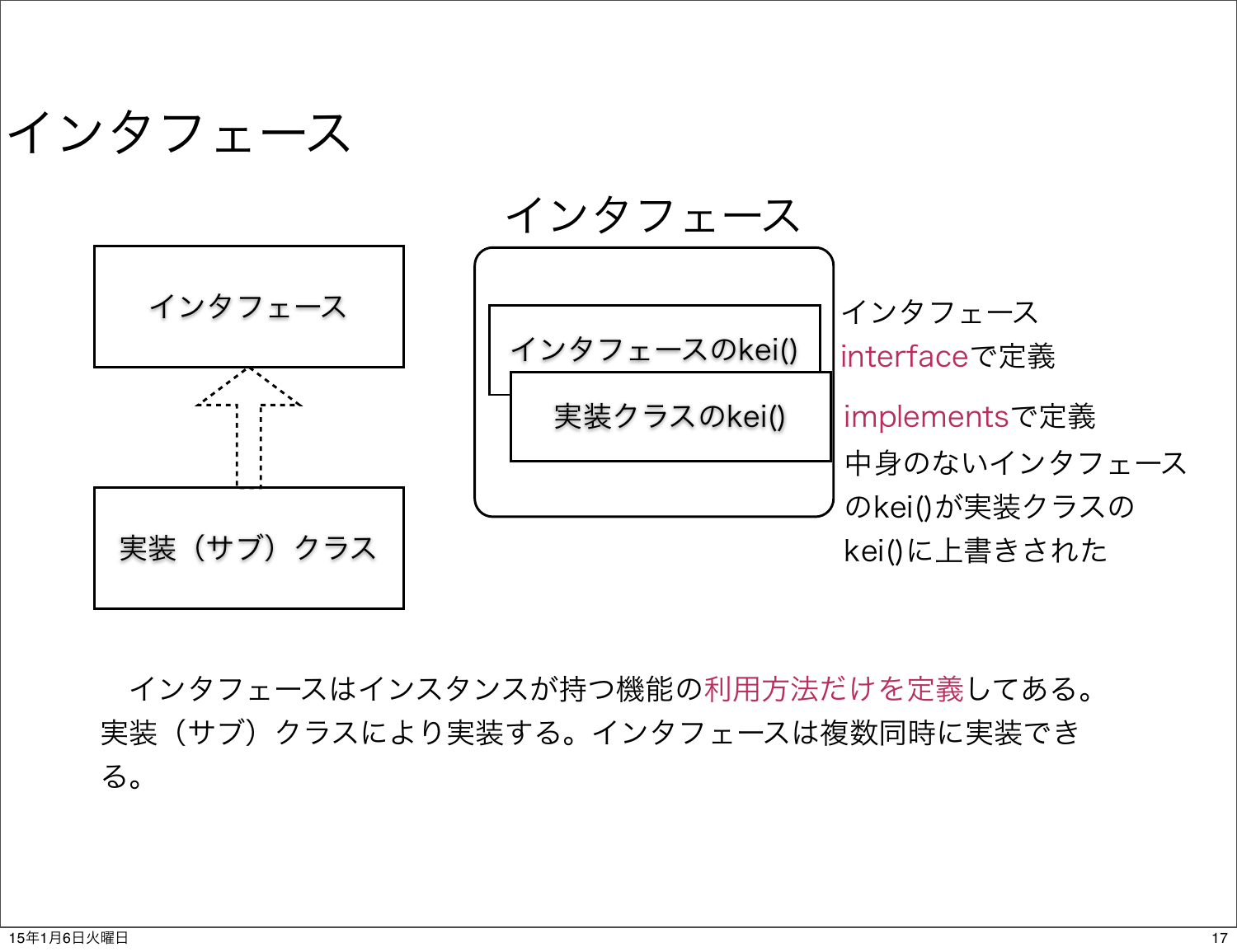# インタフェース

インタフェース

実装（サブ）クラス

インタフェース

インタフェースのkei()

実装クラスのkei()

インタフェース
interfaceで定義

implementsで定義

中身のないインタフェースのkei()が実装クラスのkei()に上書きされた

インタフェースはインスタンスが持つ機能の利用方法だけを定義してある。実装（サブ）クラスにより実装する。インタフェースは複数同時に実装できる。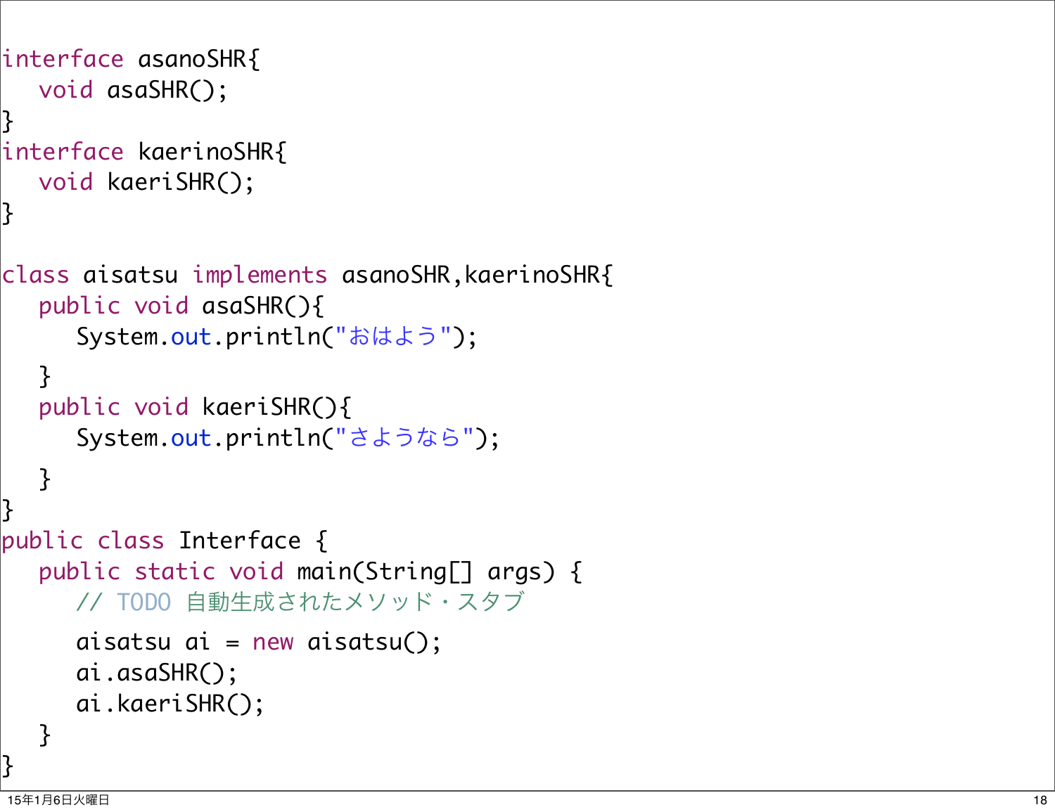```java
interface asanoSHR{
   void asaSHR();
}
interface kaerinoSHR{
   void kaeriSHR();
}

class aisatsu implements asanoSHR,kaerinoSHR{
   public void asaSHR(){
      System.out.println("おはよう");
   }
   public void kaeriSHR(){
      System.out.println("さようなら");
   }
}
public class Interface {
   public static void main(String[] args) {
      // TODO 自動生成されたメソッド・スタブ
      aisatsu ai = new aisatsu();
      ai.asaSHR();
      ai.kaeriSHR();
   }
}
```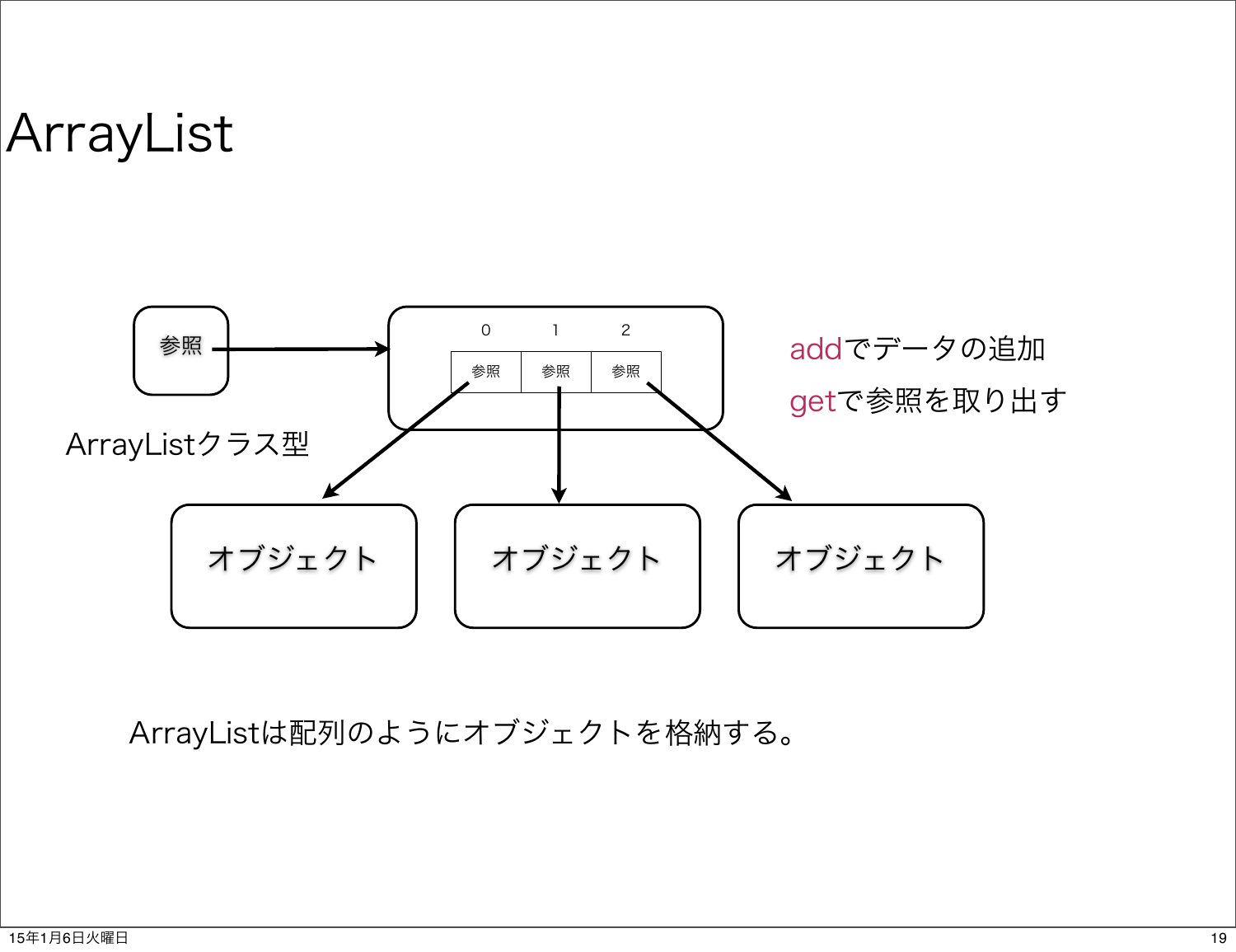# ArrayList

参照

ArrayListクラス型

| 0 | 1 | 2 |
| --- | --- | --- |
| 参照 | 参照 | 参照 |

オブジェクト　オブジェクト　オブジェクト

addでデータの追加

getで参照を取り出す

ArrayListは配列のようにオブジェクトを格納する。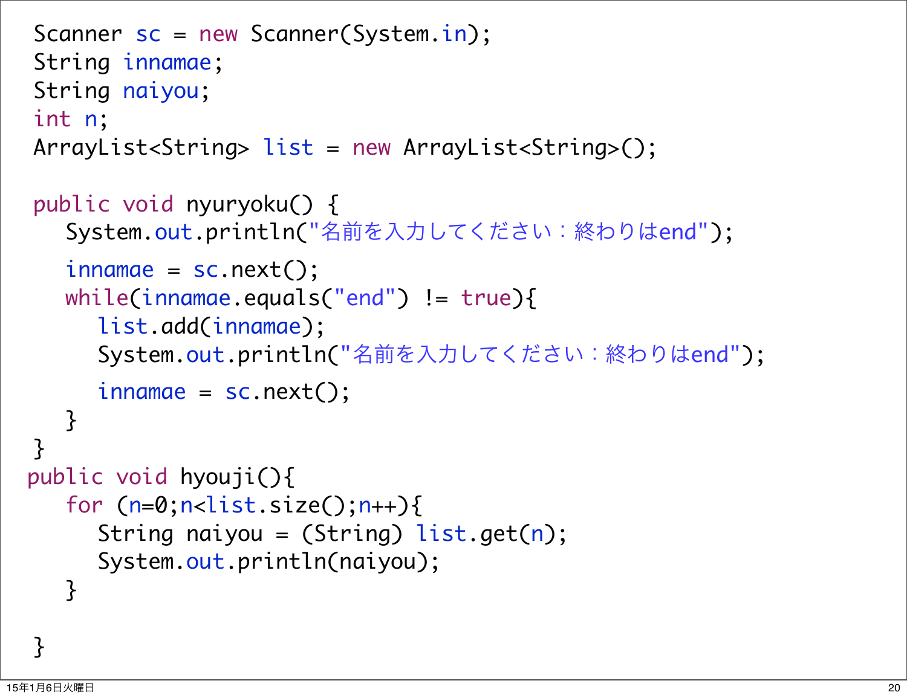```java
Scanner sc = new Scanner(System.in);
String innamae;
String naiyou;
int n;
ArrayList<String> list = new ArrayList<String>();

public void nyuryoku() {
   System.out.println("名前を入力してください：終わりはend");
   innamae = sc.next();
   while(innamae.equals("end") != true){
      list.add(innamae);
      System.out.println("名前を入力してください：終わりはend");
      innamae = sc.next();
   }
}
public void hyouji(){
   for (n=0;n<list.size();n++){
      String naiyou = (String) list.get(n);
      System.out.println(naiyou);
   }

}
```

15年1月6日火曜日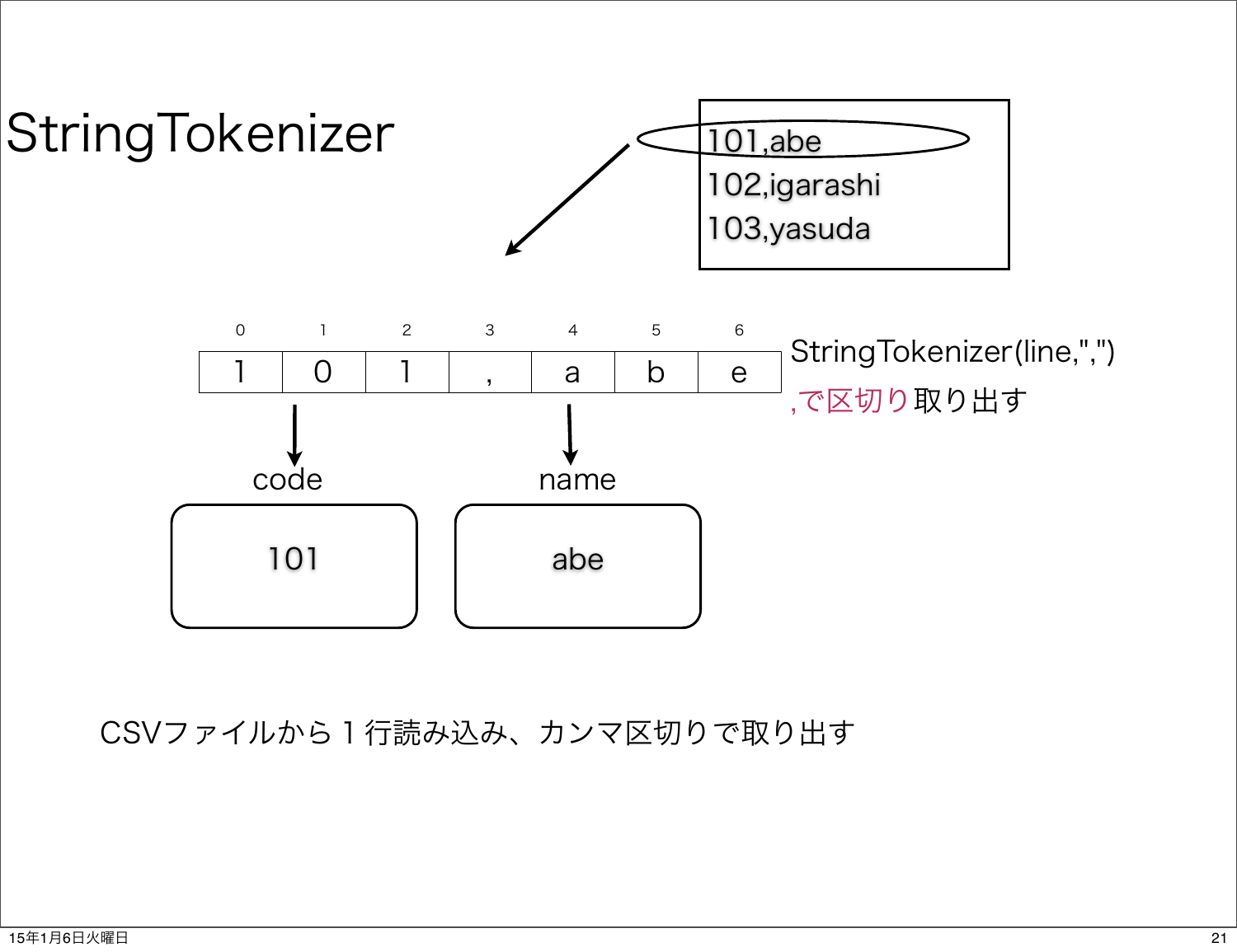# StringTokenizer

101,abe
102,igarashi
103,yasuda

| 0 | 1 | 2 | 3 | 4 | 5 | 6 |
|---|---|---|---|---|---|---|
| 1 | 0 | 1 | , | a | b | e |

StringTokenizer(line,",")

,で区切り取り出す

code

101

name

abe

CSVファイルから１行読み込み、カンマ区切りで取り出す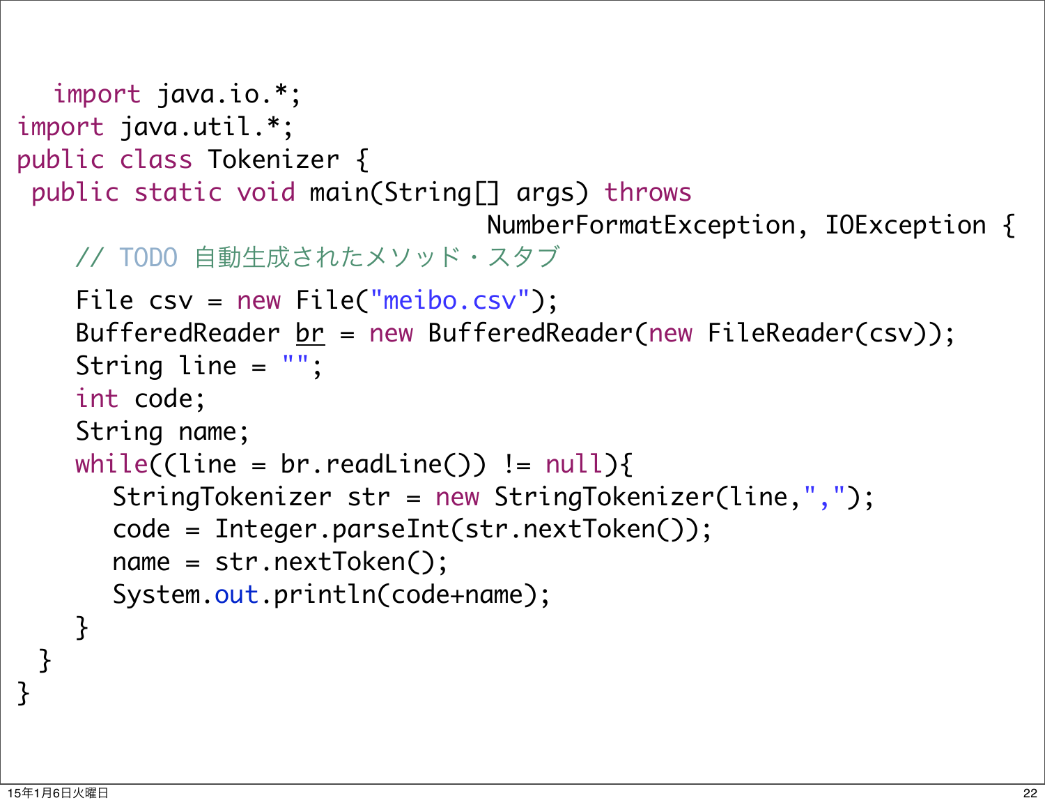```java
import java.io.*;
import java.util.*;
public class Tokenizer {
 public static void main(String[] args) throws
                                 NumberFormatException, IOException {
    // TODO 自動生成されたメソッド・スタブ
    File csv = new File("meibo.csv");
    BufferedReader br = new BufferedReader(new FileReader(csv));
    String line = "";
    int code;
    String name;
    while((line = br.readLine()) != null){
       StringTokenizer str = new StringTokenizer(line,",");
       code = Integer.parseInt(str.nextToken());
       name = str.nextToken();
       System.out.println(code+name);
    }
  }
}
```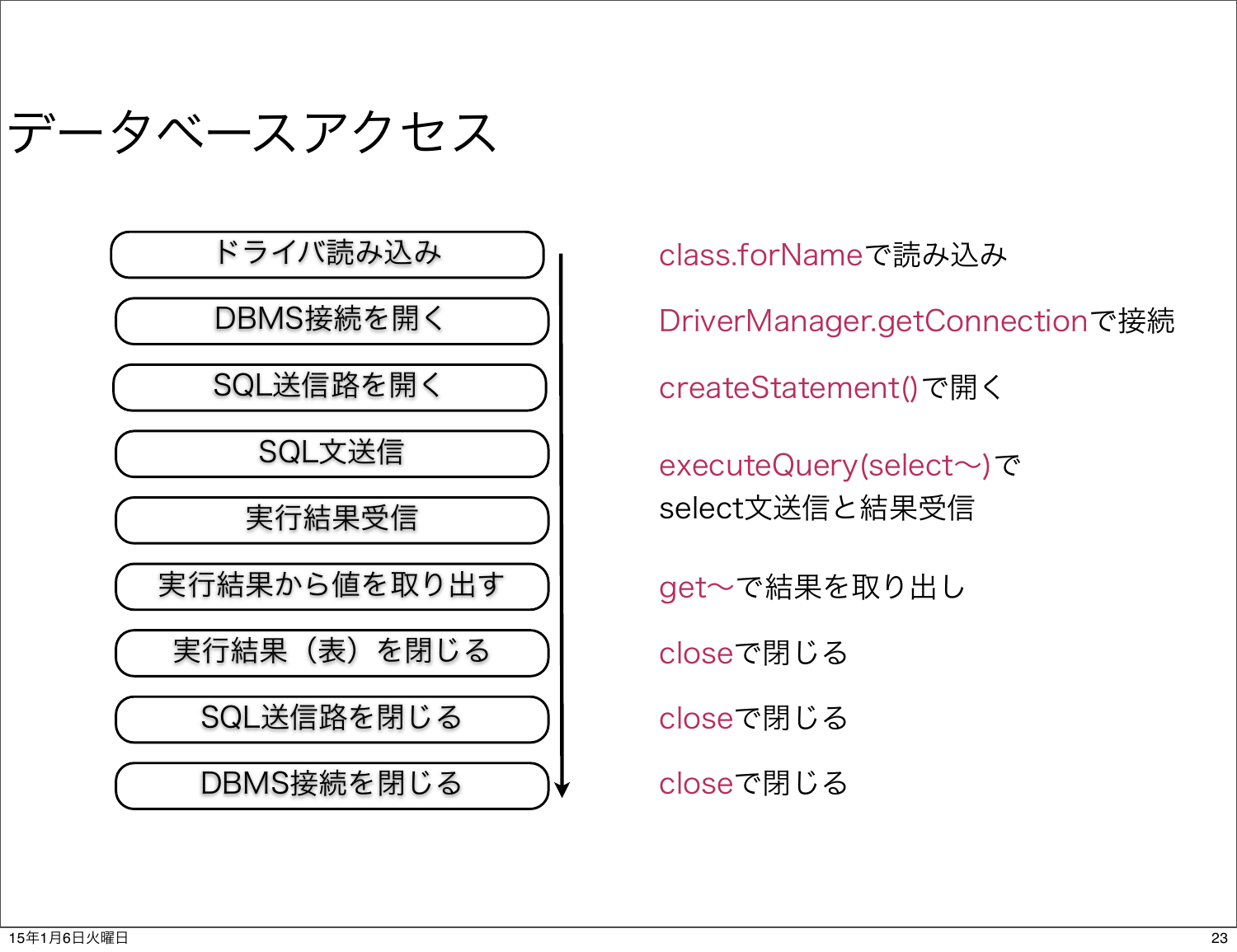# データベースアクセス

| 手順 | 方法 |
| --- | --- |
| ドライバ読み込み | class.forNameで読み込み |
| DBMS接続を開く | DriverManager.getConnectionで接続 |
| SQL送信路を開く | createStatement()で開く |
| SQL文送信 | executeQuery(select〜)で select文送信と結果受信 |
| 実行結果受信 | |
| 実行結果から値を取り出す | get〜で結果を取り出し |
| 実行結果（表）を閉じる | closeで閉じる |
| SQL送信路を閉じる | closeで閉じる |
| DBMS接続を閉じる | closeで閉じる |

15年1月6日火曜日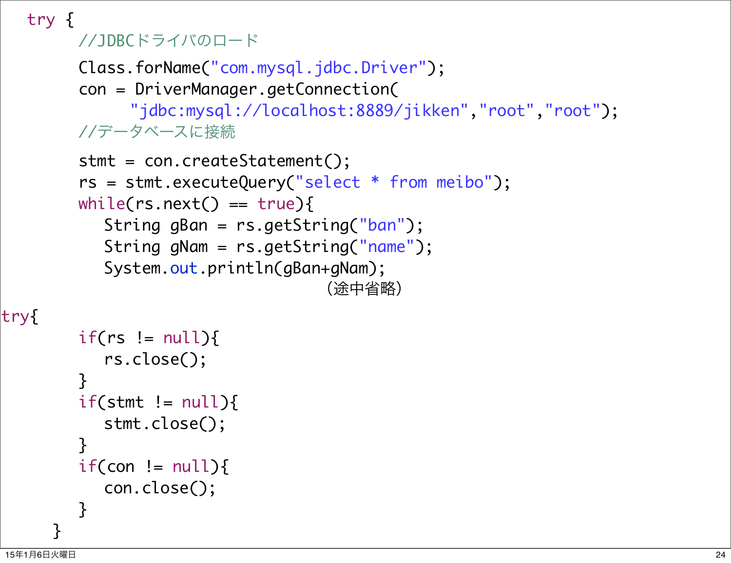```java
try {
    //JDBCドライバのロード
    Class.forName("com.mysql.jdbc.Driver");
    con = DriverManager.getConnection(
        "jdbc:mysql://localhost:8889/jikken","root","root");
    //データベースに接続
    stmt = con.createStatement();
    rs = stmt.executeQuery("select * from meibo");
    while(rs.next() == true){
        String gBan = rs.getString("ban");
        String gNam = rs.getString("name");
        System.out.println(gBan+gNam);
```

（途中省略）

```java
try{
    if(rs != null){
        rs.close();
    }
    if(stmt != null){
        stmt.close();
    }
    if(con != null){
        con.close();
    }
}
```